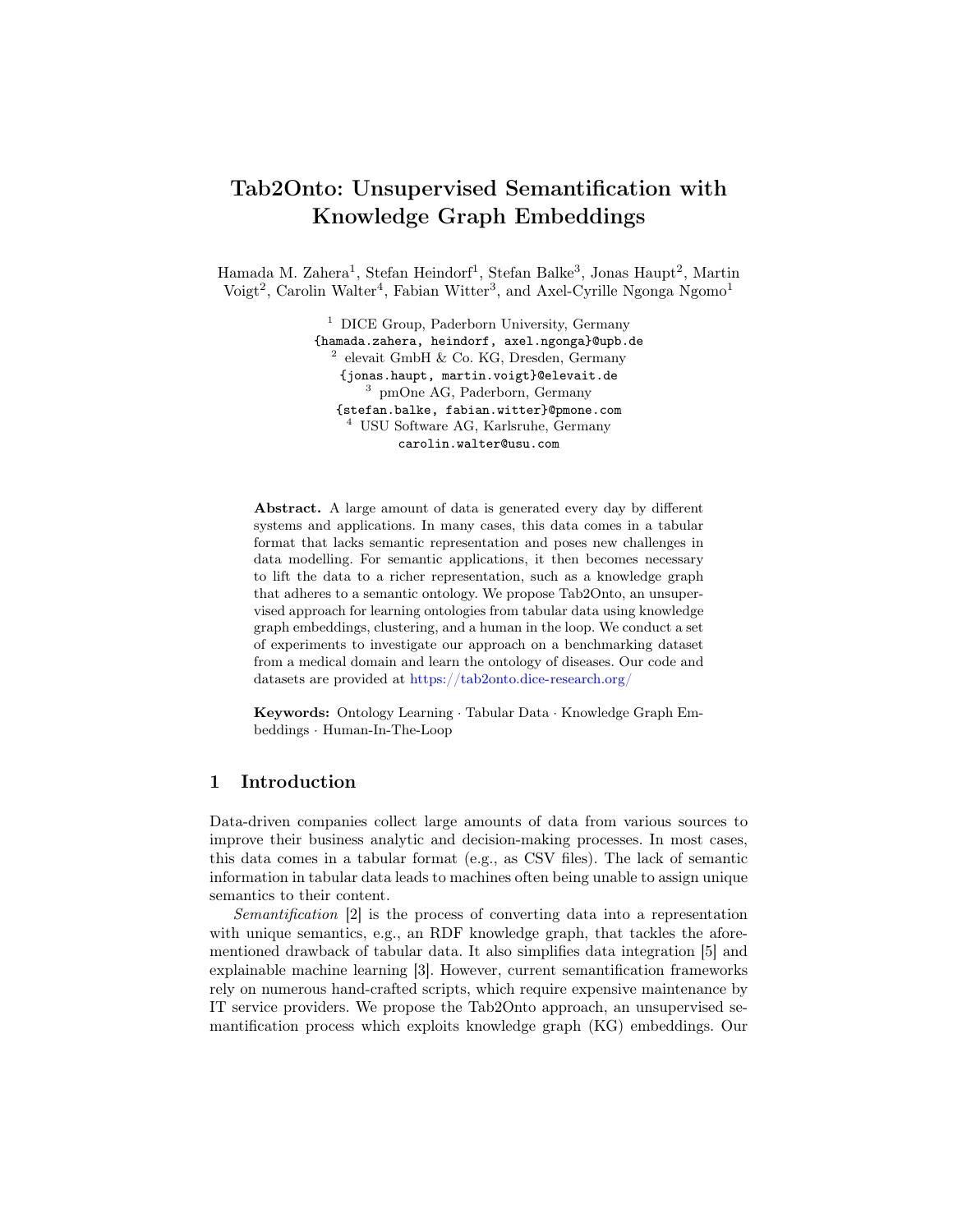# Tab2Onto: Unsupervised Semantification with Knowledge Graph Embeddings

Hamada M. Zahera[1], Stefan Heindorf[1], Stefan Balke[3], Jonas Haupt[2], Martin Voigt[2], Carolin Walter[4], Fabian Witter[3], and Axel-Cyrille Ngonga Ngomo[1]

[1] DICE Group, Paderborn University, Germany
{hamada.zahera, heindorf, axel.ngonga}@upb.de

[2] elevait GmbH & Co. KG, Dresden, Germany
{jonas.haupt, martin.voigt}@elevait.de

[3] pmOne AG, Paderborn, Germany
{stefan.balke, fabian.witter}@pmone.com

[4] USU Software AG, Karlsruhe, Germany
carolin.walter@usu.com

**Abstract.** A large amount of data is generated every day by different systems and applications. In many cases, this data comes in a tabular format that lacks semantic representation and poses new challenges in data modelling. For semantic applications, it then becomes necessary to lift the data to a richer representation, such as a knowledge graph that adheres to a semantic ontology. We propose Tab2Onto, an unsupervised approach for learning ontologies from tabular data using knowledge graph embeddings, clustering, and a human in the loop. We conduct a set of experiments to investigate our approach on a benchmarking dataset from a medical domain and learn the ontology of diseases. Our code and datasets are provided at https://tab2onto.dice-research.org/

**Keywords:** Ontology Learning · Tabular Data · Knowledge Graph Embeddings · Human-In-The-Loop

## 1 Introduction

Data-driven companies collect large amounts of data from various sources to improve their business analytic and decision-making processes. In most cases, this data comes in a tabular format (e.g., as CSV files). The lack of semantic information in tabular data leads to machines often being unable to assign unique semantics to their content.

*Semantification* [2] is the process of converting data into a representation with unique semantics, e.g., an RDF knowledge graph, that tackles the aforementioned drawback of tabular data. It also simplifies data integration [5] and explainable machine learning [3]. However, current semantification frameworks rely on numerous hand-crafted scripts, which require expensive maintenance by IT service providers. We propose the Tab2Onto approach, an unsupervised semantification process which exploits knowledge graph (KG) embeddings. Our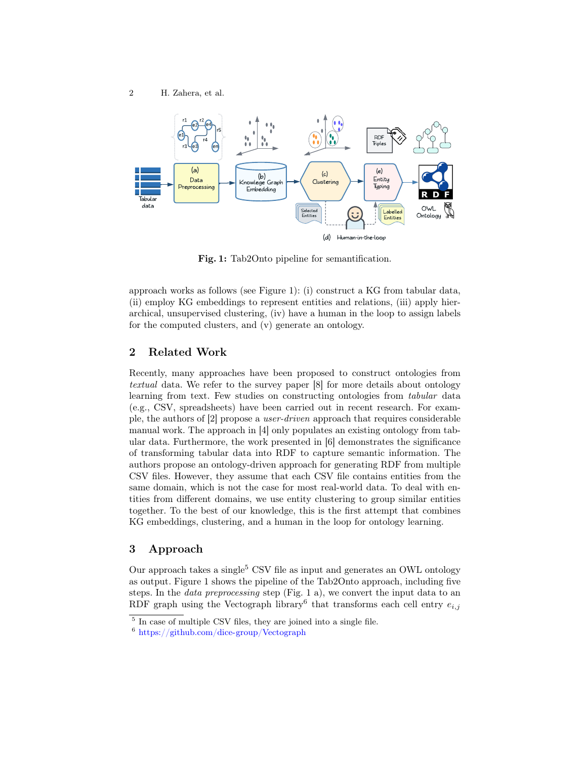**Fig. 1:** Tab2Onto pipeline for semantification.

approach works as follows (see Figure 1): (i) construct a KG from tabular data, (ii) employ KG embeddings to represent entities and relations, (iii) apply hierarchical, unsupervised clustering, (iv) have a human in the loop to assign labels for the computed clusters, and (v) generate an ontology.

## 2 Related Work

Recently, many approaches have been proposed to construct ontologies from *textual* data. We refer to the survey paper [8] for more details about ontology learning from text. Few studies on constructing ontologies from *tabular* data (e.g., CSV, spreadsheets) have been carried out in recent research. For example, the authors of [2] propose a *user-driven* approach that requires considerable manual work. The approach in [4] only populates an existing ontology from tabular data. Furthermore, the work presented in [6] demonstrates the significance of transforming tabular data into RDF to capture semantic information. The authors propose an ontology-driven approach for generating RDF from multiple CSV files. However, they assume that each CSV file contains entities from the same domain, which is not the case for most real-world data. To deal with entities from different domains, we use entity clustering to group similar entities together. To the best of our knowledge, this is the first attempt that combines KG embeddings, clustering, and a human in the loop for ontology learning.

## 3 Approach

Our approach takes a single[5] CSV file as input and generates an OWL ontology as output. Figure 1 shows the pipeline of the Tab2Onto approach, including five steps. In the *data preprocessing* step (Fig. 1 a), we convert the input data to an RDF graph using the Vectograph library[6] that transforms each cell entry $e_{i,j}$

[5] In case of multiple CSV files, they are joined into a single file.

[6] https://github.com/dice-group/Vectograph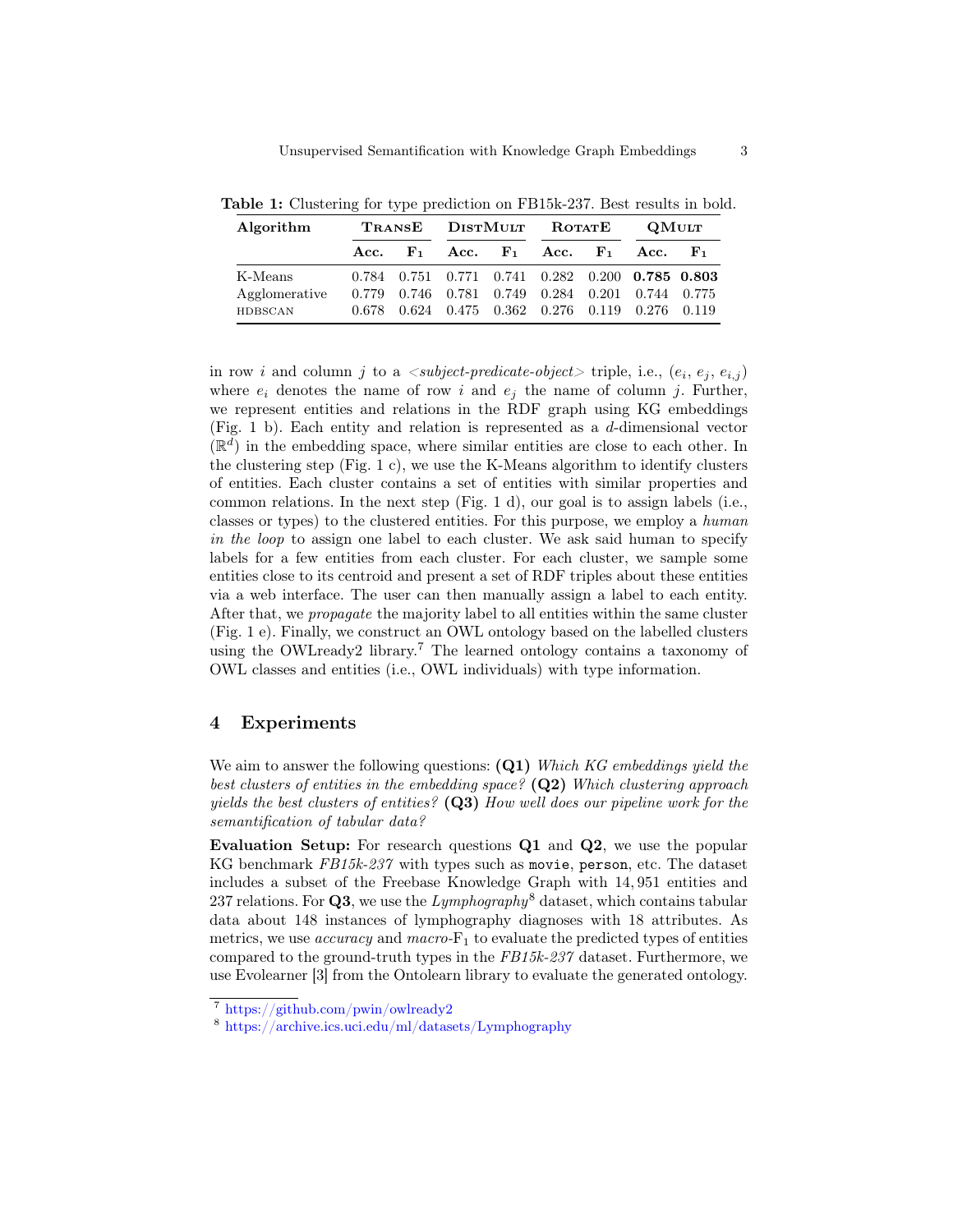**Table 1:** Clustering for type prediction on FB15k-237. Best results in bold.

| Algorithm | TransE | | DistMult | | RotatE | | QMult | |
|---|---|---|---|---|---|---|---|---|
| | Acc. | $F_1$ | Acc. | $F_1$ | Acc. | $F_1$ | Acc. | $F_1$ |
| K-Means | 0.784 | 0.751 | 0.771 | 0.741 | 0.282 | 0.200 | **0.785** | **0.803** |
| Agglomerative | 0.779 | 0.746 | 0.781 | 0.749 | 0.284 | 0.201 | 0.744 | 0.775 |
| HDBSCAN | 0.678 | 0.624 | 0.475 | 0.362 | 0.276 | 0.119 | 0.276 | 0.119 |

in row $i$ and column $j$ to a *<subject-predicate-object>* triple, i.e., ($e_i$, $e_j$, $e_{i,j}$) where $e_i$ denotes the name of row $i$ and $e_j$ the name of column $j$. Further, we represent entities and relations in the RDF graph using KG embeddings (Fig. 1 b). Each entity and relation is represented as a $d$-dimensional vector ($\mathbb{R}^d$) in the embedding space, where similar entities are close to each other. In the clustering step (Fig. 1 c), we use the K-Means algorithm to identify clusters of entities. Each cluster contains a set of entities with similar properties and common relations. In the next step (Fig. 1 d), our goal is to assign labels (i.e., classes or types) to the clustered entities. For this purpose, we employ a *human in the loop* to assign one label to each cluster. We ask said human to specify labels for a few entities from each cluster. For each cluster, we sample some entities close to its centroid and present a set of RDF triples about these entities via a web interface. The user can then manually assign a label to each entity. After that, we *propagate* the majority label to all entities within the same cluster (Fig. 1 e). Finally, we construct an OWL ontology based on the labelled clusters using the OWLready2 library.[7] The learned ontology contains a taxonomy of OWL classes and entities (i.e., OWL individuals) with type information.

## 4 Experiments

We aim to answer the following questions: **(Q1)** *Which KG embeddings yield the best clusters of entities in the embedding space?* **(Q2)** *Which clustering approach yields the best clusters of entities?* **(Q3)** *How well does our pipeline work for the semantification of tabular data?*

**Evaluation Setup:** For research questions **Q1** and **Q2**, we use the popular KG benchmark *FB15k-237* with types such as `movie`, `person`, etc. The dataset includes a subset of the Freebase Knowledge Graph with 14,951 entities and 237 relations. For **Q3**, we use the *Lymphography*[8] dataset, which contains tabular data about 148 instances of lymphography diagnoses with 18 attributes. As metrics, we use *accuracy* and *macro*-$F_1$ to evaluate the predicted types of entities compared to the ground-truth types in the *FB15k-237* dataset. Furthermore, we use Evolearner [3] from the Ontolearn library to evaluate the generated ontology.

[7] https://github.com/pwin/owlready2

[8] https://archive.ics.uci.edu/ml/datasets/Lymphography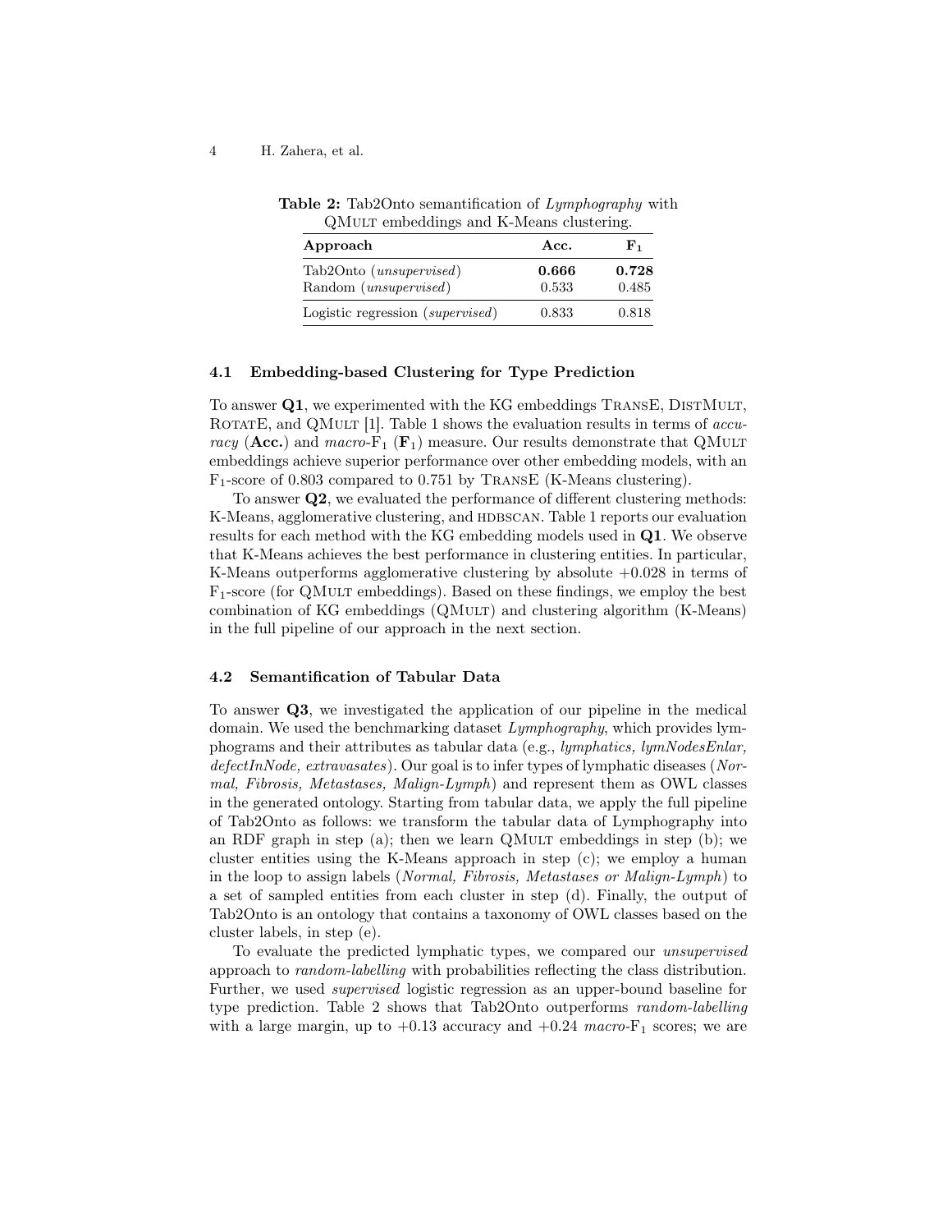**Table 2:** Tab2Onto semantification of *Lymphography* with QMULT embeddings and K-Means clustering.

| Approach | Acc. | $\mathbf{F_1}$ |
|---|---|---|
| Tab2Onto (*unsupervised*) | **0.666** | **0.728** |
| Random (*unsupervised*) | 0.533 | 0.485 |
| Logistic regression (*supervised*) | 0.833 | 0.818 |

### 4.1 Embedding-based Clustering for Type Prediction

To answer **Q1**, we experimented with the KG embeddings TRANSE, DISTMULT, ROTATE, and QMULT [1]. Table 1 shows the evaluation results in terms of *accuracy* (**Acc.**) and *macro*-$\mathrm{F}_1$ ($\mathbf{F_1}$) measure. Our results demonstrate that QMULT embeddings achieve superior performance over other embedding models, with an $\mathrm{F}_1$-score of 0.803 compared to 0.751 by TRANSE (K-Means clustering).

To answer **Q2**, we evaluated the performance of different clustering methods: K-Means, agglomerative clustering, and HDBSCAN. Table 1 reports our evaluation results for each method with the KG embedding models used in **Q1**. We observe that K-Means achieves the best performance in clustering entities. In particular, K-Means outperforms agglomerative clustering by absolute +0.028 in terms of $\mathrm{F}_1$-score (for QMULT embeddings). Based on these findings, we employ the best combination of KG embeddings (QMULT) and clustering algorithm (K-Means) in the full pipeline of our approach in the next section.

### 4.2 Semantification of Tabular Data

To answer **Q3**, we investigated the application of our pipeline in the medical domain. We used the benchmarking dataset *Lymphography*, which provides lymphograms and their attributes as tabular data (e.g., *lymphatics, lymNodesEnlar, defectInNode, extravasates*). Our goal is to infer types of lymphatic diseases (*Normal, Fibrosis, Metastases, Malign-Lymph*) and represent them as OWL classes in the generated ontology. Starting from tabular data, we apply the full pipeline of Tab2Onto as follows: we transform the tabular data of Lymphography into an RDF graph in step (a); then we learn QMULT embeddings in step (b); we cluster entities using the K-Means approach in step (c); we employ a human in the loop to assign labels (*Normal, Fibrosis, Metastases or Malign-Lymph*) to a set of sampled entities from each cluster in step (d). Finally, the output of Tab2Onto is an ontology that contains a taxonomy of OWL classes based on the cluster labels, in step (e).

To evaluate the predicted lymphatic types, we compared our *unsupervised* approach to *random-labelling* with probabilities reflecting the class distribution. Further, we used *supervised* logistic regression as an upper-bound baseline for type prediction. Table 2 shows that Tab2Onto outperforms *random-labelling* with a large margin, up to +0.13 accuracy and +0.24 *macro*-$\mathrm{F}_1$ scores; we are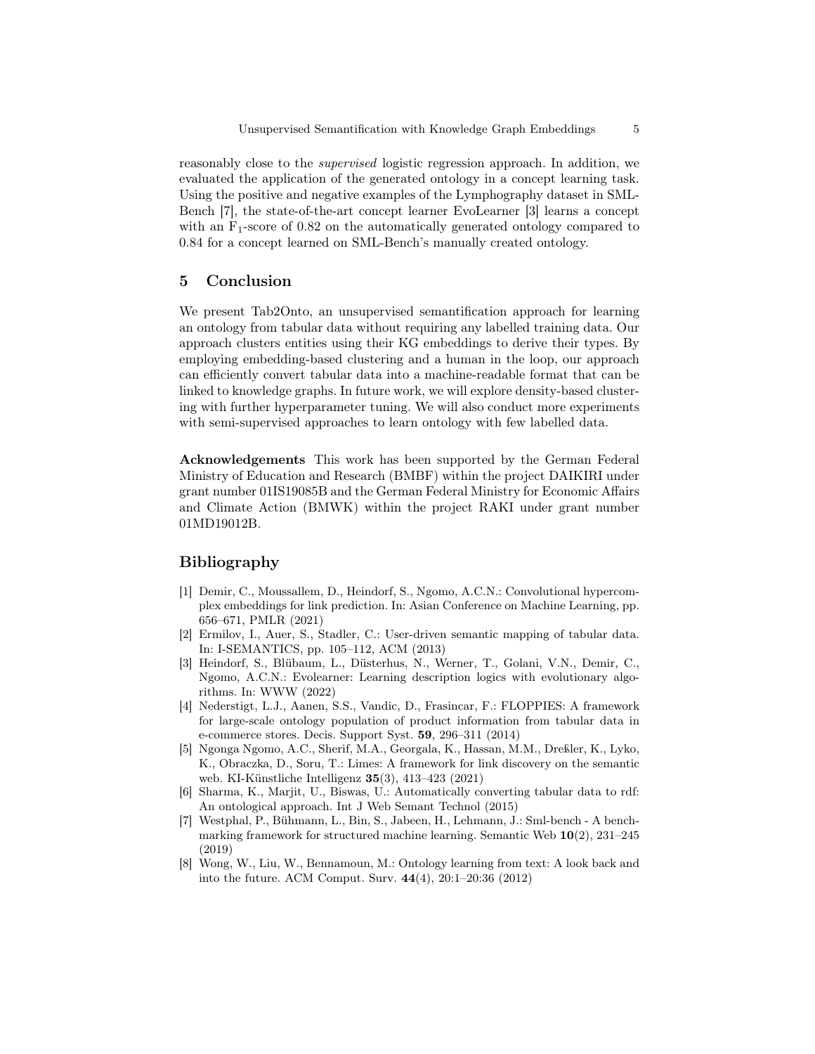reasonably close to the *supervised* logistic regression approach. In addition, we evaluated the application of the generated ontology in a concept learning task. Using the positive and negative examples of the Lymphography dataset in SML-Bench [7], the state-of-the-art concept learner EvoLearner [3] learns a concept with an $F_1$-score of 0.82 on the automatically generated ontology compared to 0.84 for a concept learned on SML-Bench's manually created ontology.

## 5 Conclusion

We present Tab2Onto, an unsupervised semantification approach for learning an ontology from tabular data without requiring any labelled training data. Our approach clusters entities using their KG embeddings to derive their types. By employing embedding-based clustering and a human in the loop, our approach can efficiently convert tabular data into a machine-readable format that can be linked to knowledge graphs. In future work, we will explore density-based clustering with further hyperparameter tuning. We will also conduct more experiments with semi-supervised approaches to learn ontology with few labelled data.

**Acknowledgements** This work has been supported by the German Federal Ministry of Education and Research (BMBF) within the project DAIKIRI under grant number 01IS19085B and the German Federal Ministry for Economic Affairs and Climate Action (BMWK) within the project RAKI under grant number 01MD19012B.

## Bibliography

[1] Demir, C., Moussallem, D., Heindorf, S., Ngomo, A.C.N.: Convolutional hypercomplex embeddings for link prediction. In: Asian Conference on Machine Learning, pp. 656–671, PMLR (2021)

[2] Ermilov, I., Auer, S., Stadler, C.: User-driven semantic mapping of tabular data. In: I-SEMANTICS, pp. 105–112, ACM (2013)

[3] Heindorf, S., Blübaum, L., Düsterhus, N., Werner, T., Golani, V.N., Demir, C., Ngomo, A.C.N.: Evolearner: Learning description logics with evolutionary algorithms. In: WWW (2022)

[4] Nederstigt, L.J., Aanen, S.S., Vandic, D., Frasincar, F.: FLOPPIES: A framework for large-scale ontology population of product information from tabular data in e-commerce stores. Decis. Support Syst. **59**, 296–311 (2014)

[5] Ngonga Ngomo, A.C., Sherif, M.A., Georgala, K., Hassan, M.M., Dreßler, K., Lyko, K., Obraczka, D., Soru, T.: Limes: A framework for link discovery on the semantic web. KI-Künstliche Intelligenz **35**(3), 413–423 (2021)

[6] Sharma, K., Marjit, U., Biswas, U.: Automatically converting tabular data to rdf: An ontological approach. Int J Web Semant Technol (2015)

[7] Westphal, P., Bühmann, L., Bin, S., Jabeen, H., Lehmann, J.: Sml-bench - A benchmarking framework for structured machine learning. Semantic Web **10**(2), 231–245 (2019)

[8] Wong, W., Liu, W., Bennamoun, M.: Ontology learning from text: A look back and into the future. ACM Comput. Surv. **44**(4), 20:1–20:36 (2012)